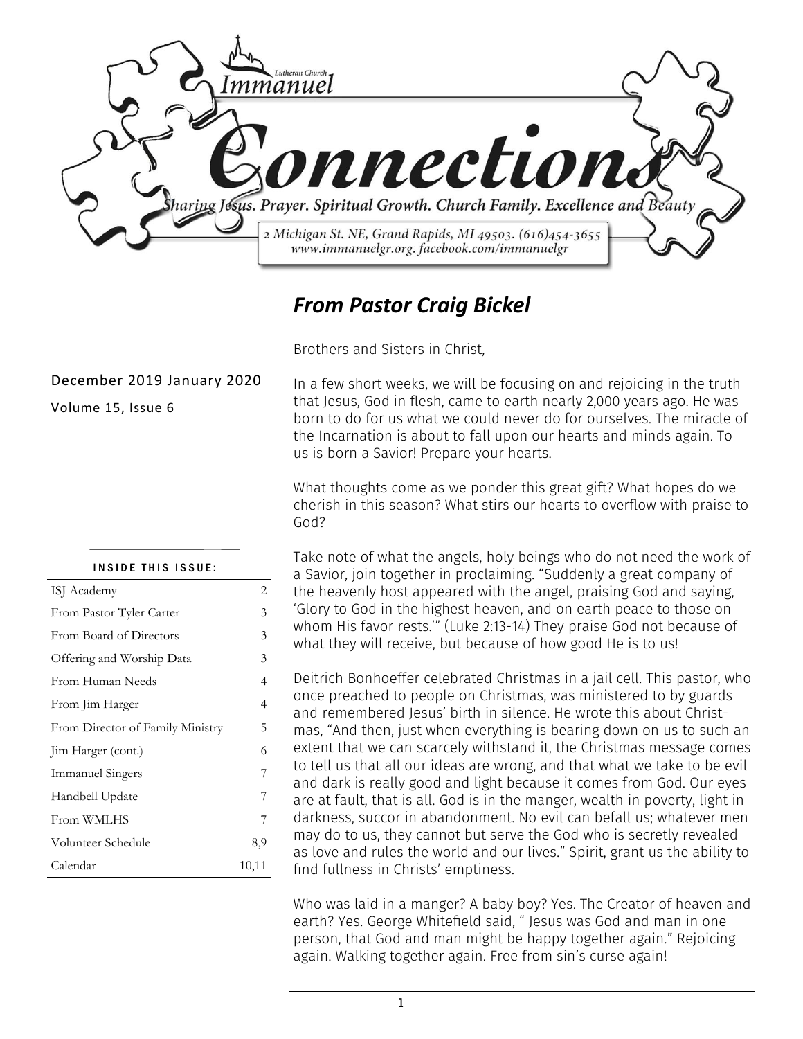Lutheran Church

Immanuel

# Connections

Sharing Jesus. Prayer. Spiritual Growth. Church Family. Excellence and Beauty

2 Michigan St. NE, Grand Rapids, MI 49503. (616)454-3655
www.immanuelgr.org. facebook.com/immanuelgr

December 2019 January 2020

Volume 15, Issue 6

**INSIDE THIS ISSUE:**

| | |
|---|---|
| ISJ Academy | 2 |
| From Pastor Tyler Carter | 3 |
| From Board of Directors | 3 |
| Offering and Worship Data | 3 |
| From Human Needs | 4 |
| From Jim Harger | 4 |
| From Director of Family Ministry | 5 |
| Jim Harger (cont.) | 6 |
| Immanuel Singers | 7 |
| Handbell Update | 7 |
| From WMLHS | 7 |
| Volunteer Schedule | 8,9 |
| Calendar | 10,11 |

## *From Pastor Craig Bickel*

Brothers and Sisters in Christ,

In a few short weeks, we will be focusing on and rejoicing in the truth that Jesus, God in flesh, came to earth nearly 2,000 years ago. He was born to do for us what we could never do for ourselves. The miracle of the Incarnation is about to fall upon our hearts and minds again. To us is born a Savior! Prepare your hearts.

What thoughts come as we ponder this great gift? What hopes do we cherish in this season? What stirs our hearts to overflow with praise to God?

Take note of what the angels, holy beings who do not need the work of a Savior, join together in proclaiming. "Suddenly a great company of the heavenly host appeared with the angel, praising God and saying, 'Glory to God in the highest heaven, and on earth peace to those on whom His favor rests.'" (Luke 2:13-14) They praise God not because of what they will receive, but because of how good He is to us!

Deitrich Bonhoeffer celebrated Christmas in a jail cell. This pastor, who once preached to people on Christmas, was ministered to by guards and remembered Jesus' birth in silence. He wrote this about Christmas, "And then, just when everything is bearing down on us to such an extent that we can scarcely withstand it, the Christmas message comes to tell us that all our ideas are wrong, and that what we take to be evil and dark is really good and light because it comes from God. Our eyes are at fault, that is all. God is in the manger, wealth in poverty, light in darkness, succor in abandonment. No evil can befall us; whatever men may do to us, they cannot but serve the God who is secretly revealed as love and rules the world and our lives." Spirit, grant us the ability to find fullness in Christs' emptiness.

Who was laid in a manger? A baby boy? Yes. The Creator of heaven and earth? Yes. George Whitefield said, " Jesus was God and man in one person, that God and man might be happy together again." Rejoicing again. Walking together again. Free from sin's curse again!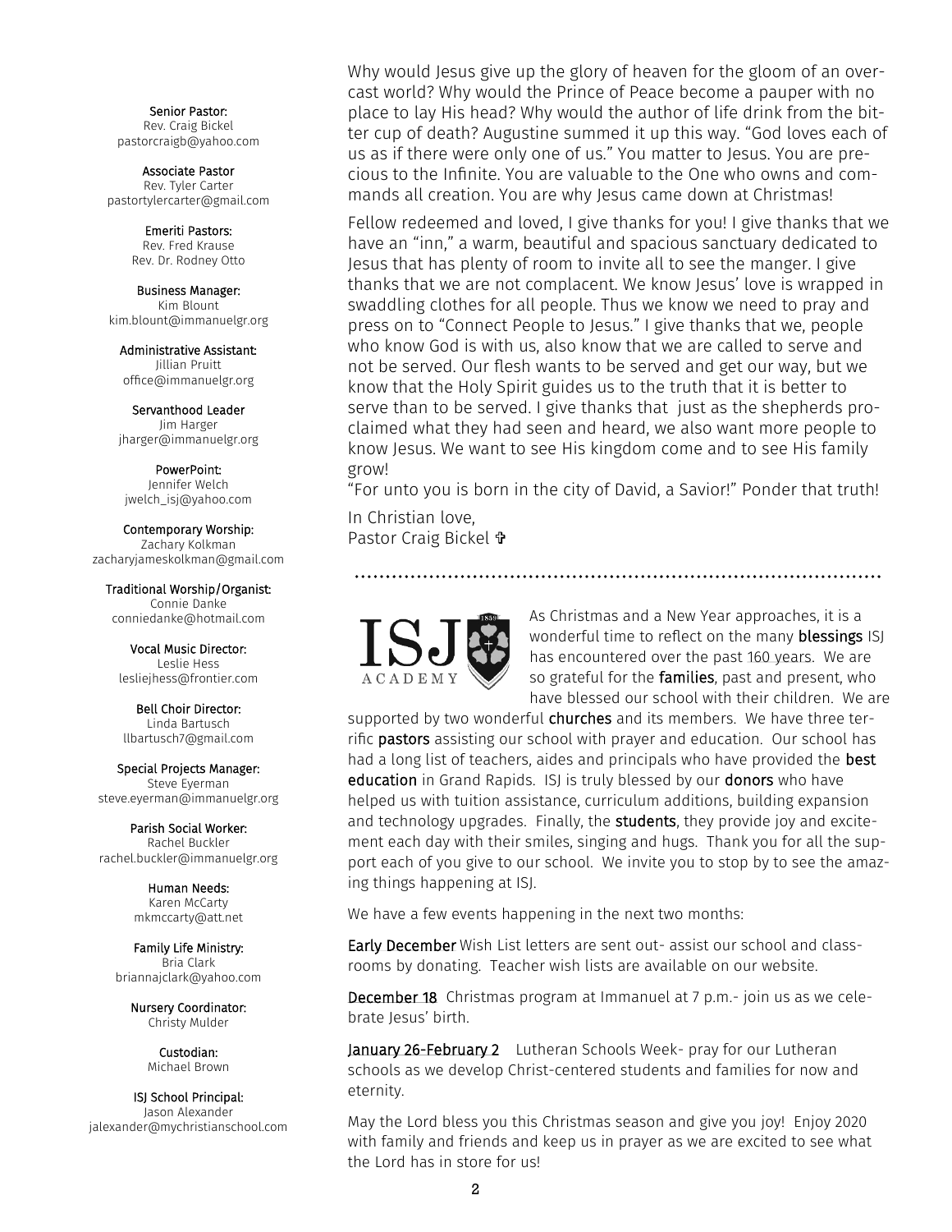**Senior Pastor:**
Rev. Craig Bickel
pastorcraigb@yahoo.com

**Associate Pastor**
Rev. Tyler Carter
pastortylercarter@gmail.com

**Emeriti Pastors:**
Rev. Fred Krause
Rev. Dr. Rodney Otto

**Business Manager:**
Kim Blount
kim.blount@immanuelgr.org

**Administrative Assistant:**
Jillian Pruitt
office@immanuelgr.org

**Servanthood Leader**
Jim Harger
jharger@immanuelgr.org

**PowerPoint:**
Jennifer Welch
jwelch_isj@yahoo.com

**Contemporary Worship:**
Zachary Kolkman
zacharyjameskolkman@gmail.com

**Traditional Worship/Organist:**
Connie Danke
conniedanke@hotmail.com

**Vocal Music Director:**
Leslie Hess
lesliejhess@frontier.com

**Bell Choir Director:**
Linda Bartusch
llbartusch7@gmail.com

**Special Projects Manager:**
Steve Eyerman
steve.eyerman@immanuelgr.org

**Parish Social Worker:**
Rachel Buckler
rachel.buckler@immanuelgr.org

**Human Needs:**
Karen McCarty
mkmccarty@att.net

**Family Life Ministry:**
Bria Clark
briannajclark@yahoo.com

**Nursery Coordinator:**
Christy Mulder

**Custodian:**
Michael Brown

**ISJ School Principal:**
Jason Alexander
jalexander@mychristianschool.com

Why would Jesus give up the glory of heaven for the gloom of an overcast world? Why would the Prince of Peace become a pauper with no place to lay His head? Why would the author of life drink from the bitter cup of death? Augustine summed it up this way. "God loves each of us as if there were only one of us." You matter to Jesus. You are precious to the Infinite. You are valuable to the One who owns and commands all creation. You are why Jesus came down at Christmas!

Fellow redeemed and loved, I give thanks for you! I give thanks that we have an "inn," a warm, beautiful and spacious sanctuary dedicated to Jesus that has plenty of room to invite all to see the manger. I give thanks that we are not complacent. We know Jesus' love is wrapped in swaddling clothes for all people. Thus we know we need to pray and press on to "Connect People to Jesus." I give thanks that we, people who know God is with us, also know that we are called to serve and not be served. Our flesh wants to be served and get our way, but we know that the Holy Spirit guides us to the truth that it is better to serve than to be served. I give thanks that just as the shepherds proclaimed what they had seen and heard, we also want more people to know Jesus. We want to see His kingdom come and to see His family grow!

"For unto you is born in the city of David, a Savior!" Ponder that truth!

In Christian love,
Pastor Craig Bickel ✞

---

ISJ ACADEMY

As Christmas and a New Year approaches, it is a wonderful time to reflect on the many **blessings** ISJ has encountered over the past 160 years. We are so grateful for the **families**, past and present, who have blessed our school with their children. We are supported by two wonderful **churches** and its members. We have three terrific **pastors** assisting our school with prayer and education. Our school has had a long list of teachers, aides and principals who have provided the **best education** in Grand Rapids. ISJ is truly blessed by our **donors** who have helped us with tuition assistance, curriculum additions, building expansion and technology upgrades. Finally, the **students**, they provide joy and excitement each day with their smiles, singing and hugs. Thank you for all the support each of you give to our school. We invite you to stop by to see the amazing things happening at ISJ.

We have a few events happening in the next two months:

**Early December** Wish List letters are sent out- assist our school and classrooms by donating. Teacher wish lists are available on our website.

**December 18** Christmas program at Immanuel at 7 p.m.- join us as we celebrate Jesus' birth.

**January 26-February 2** Lutheran Schools Week- pray for our Lutheran schools as we develop Christ-centered students and families for now and eternity.

May the Lord bless you this Christmas season and give you joy! Enjoy 2020 with family and friends and keep us in prayer as we are excited to see what the Lord has in store for us!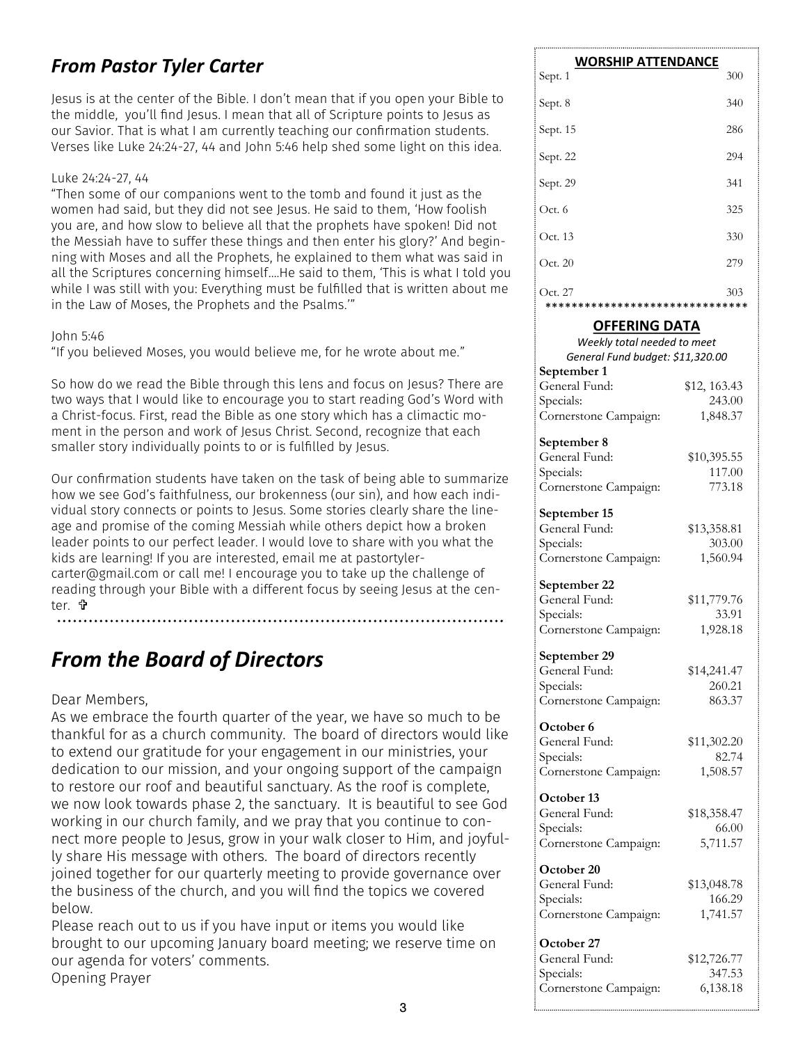## *From Pastor Tyler Carter*

Jesus is at the center of the Bible. I don't mean that if you open your Bible to the middle, you'll find Jesus. I mean that all of Scripture points to Jesus as our Savior. That is what I am currently teaching our confirmation students. Verses like Luke 24:24-27, 44 and John 5:46 help shed some light on this idea.

Luke 24:24-27, 44
"Then some of our companions went to the tomb and found it just as the women had said, but they did not see Jesus. He said to them, 'How foolish you are, and how slow to believe all that the prophets have spoken! Did not the Messiah have to suffer these things and then enter his glory?' And beginning with Moses and all the Prophets, he explained to them what was said in all the Scriptures concerning himself….He said to them, 'This is what I told you while I was still with you: Everything must be fulfilled that is written about me in the Law of Moses, the Prophets and the Psalms.'"

John 5:46
"If you believed Moses, you would believe me, for he wrote about me."

So how do we read the Bible through this lens and focus on Jesus? There are two ways that I would like to encourage you to start reading God's Word with a Christ-focus. First, read the Bible as one story which has a climactic moment in the person and work of Jesus Christ. Second, recognize that each smaller story individually points to or is fulfilled by Jesus.

Our confirmation students have taken on the task of being able to summarize how we see God's faithfulness, our brokenness (our sin), and how each individual story connects or points to Jesus. Some stories clearly share the lineage and promise of the coming Messiah while others depict how a broken leader points to our perfect leader. I would love to share with you what the kids are learning! If you are interested, email me at pastortylercarter@gmail.com or call me! I encourage you to take up the challenge of reading through your Bible with a different focus by seeing Jesus at the center. ✞

## *From the Board of Directors*

Dear Members,
As we embrace the fourth quarter of the year, we have so much to be thankful for as a church community. The board of directors would like to extend our gratitude for your engagement in our ministries, your dedication to our mission, and your ongoing support of the campaign to restore our roof and beautiful sanctuary. As the roof is complete, we now look towards phase 2, the sanctuary. It is beautiful to see God working in our church family, and we pray that you continue to connect more people to Jesus, grow in your walk closer to Him, and joyfully share His message with others. The board of directors recently joined together for our quarterly meeting to provide governance over the business of the church, and you will find the topics we covered below.
Please reach out to us if you have input or items you would like brought to our upcoming January board meeting; we reserve time on our agenda for voters' comments.
Opening Prayer

**WORSHIP ATTENDANCE**

| Date | Attendance |
|---|---|
| Sept. 1 | 300 |
| Sept. 8 | 340 |
| Sept. 15 | 286 |
| Sept. 22 | 294 |
| Sept. 29 | 341 |
| Oct. 6 | 325 |
| Oct. 13 | 330 |
| Oct. 20 | 279 |
| Oct. 27 | 303 |

*******************************

**OFFERING DATA**

*Weekly total needed to meet General Fund budget: $11,320.00*

**September 1**
General Fund: $12, 163.43
Specials: 243.00
Cornerstone Campaign: 1,848.37

**September 8**
General Fund: $10,395.55
Specials: 117.00
Cornerstone Campaign: 773.18

**September 15**
General Fund: $13,358.81
Specials: 303.00
Cornerstone Campaign: 1,560.94

**September 22**
General Fund: $11,779.76
Specials: 33.91
Cornerstone Campaign: 1,928.18

**September 29**
General Fund: $14,241.47
Specials: 260.21
Cornerstone Campaign: 863.37

**October 6**
General Fund: $11,302.20
Specials: 82.74
Cornerstone Campaign: 1,508.57

**October 13**
General Fund: $18,358.47
Specials: 66.00
Cornerstone Campaign: 5,711.57

**October 20**
General Fund: $13,048.78
Specials: 166.29
Cornerstone Campaign: 1,741.57

**October 27**
General Fund: $12,726.77
Specials: 347.53
Cornerstone Campaign: 6,138.18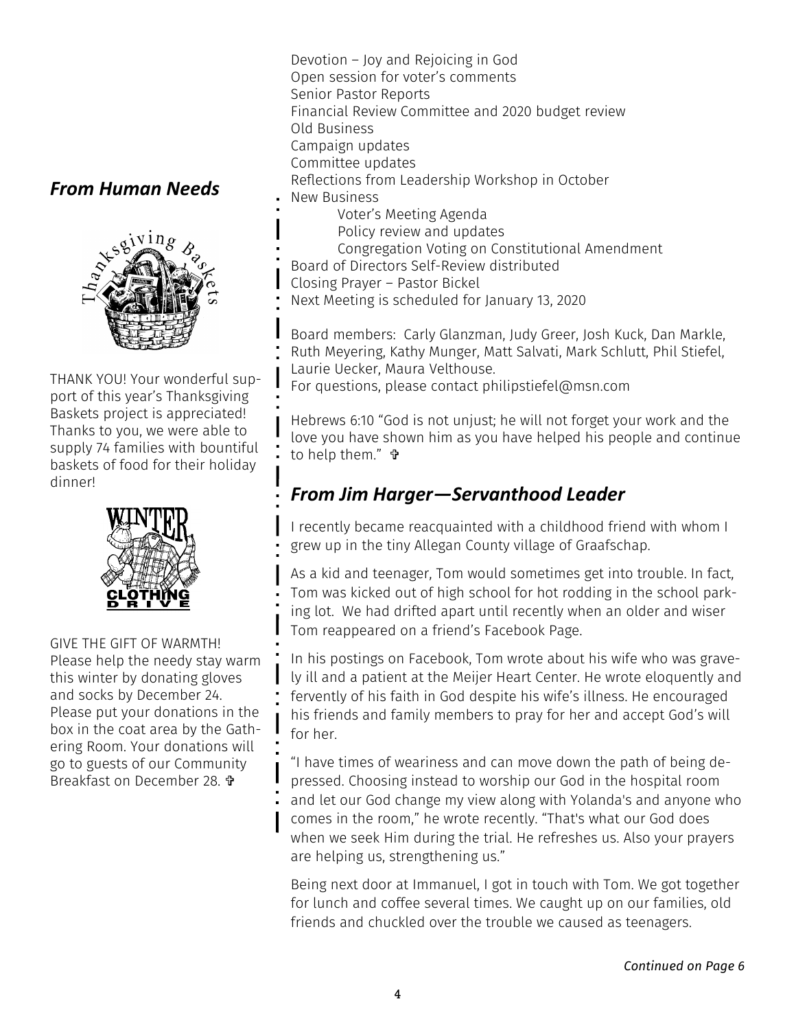Devotion – Joy and Rejoicing in God
Open session for voter's comments
Senior Pastor Reports
Financial Review Committee and 2020 budget review
Old Business
Campaign updates
Committee updates
Reflections from Leadership Workshop in October
New Business
- Voter's Meeting Agenda
- Policy review and updates
- Congregation Voting on Constitutional Amendment

Board of Directors Self-Review distributed
Closing Prayer – Pastor Bickel
Next Meeting is scheduled for January 13, 2020

Board members: Carly Glanzman, Judy Greer, Josh Kuck, Dan Markle, Ruth Meyering, Kathy Munger, Matt Salvati, Mark Schlutt, Phil Stiefel, Laurie Uecker, Maura Velthouse.
For questions, please contact philipstiefel@msn.com

Hebrews 6:10 "God is not unjust; he will not forget your work and the love you have shown him as you have helped his people and continue to help them." ✞

## *From Human Needs*

THANK YOU! Your wonderful support of this year's Thanksgiving Baskets project is appreciated! Thanks to you, we were able to supply 74 families with bountiful baskets of food for their holiday dinner!

GIVE THE GIFT OF WARMTH! Please help the needy stay warm this winter by donating gloves and socks by December 24. Please put your donations in the box in the coat area by the Gathering Room. Your donations will go to guests of our Community Breakfast on December 28. ✞

## *From Jim Harger—Servanthood Leader*

I recently became reacquainted with a childhood friend with whom I grew up in the tiny Allegan County village of Graafschap.

As a kid and teenager, Tom would sometimes get into trouble. In fact, Tom was kicked out of high school for hot rodding in the school parking lot. We had drifted apart until recently when an older and wiser Tom reappeared on a friend's Facebook Page.

In his postings on Facebook, Tom wrote about his wife who was gravely ill and a patient at the Meijer Heart Center. He wrote eloquently and fervently of his faith in God despite his wife's illness. He encouraged his friends and family members to pray for her and accept God's will for her.

"I have times of weariness and can move down the path of being depressed. Choosing instead to worship our God in the hospital room and let our God change my view along with Yolanda's and anyone who comes in the room," he wrote recently. "That's what our God does when we seek Him during the trial. He refreshes us. Also your prayers are helping us, strengthening us."

Being next door at Immanuel, I got in touch with Tom. We got together for lunch and coffee several times. We caught up on our families, old friends and chuckled over the trouble we caused as teenagers.

*Continued on Page 6*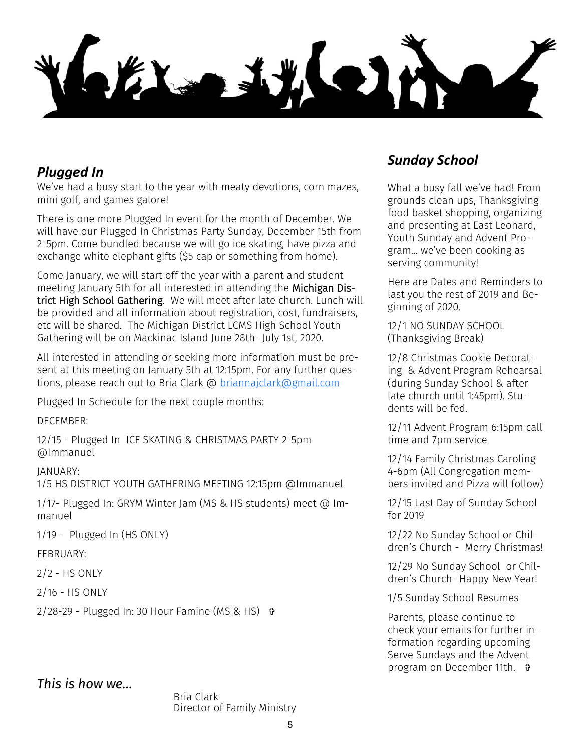## *Plugged In*

We've had a busy start to the year with meaty devotions, corn mazes, mini golf, and games galore!

There is one more Plugged In event for the month of December. We will have our Plugged In Christmas Party Sunday, December 15th from 2-5pm. Come bundled because we will go ice skating, have pizza and exchange white elephant gifts ($5 cap or something from home).

Come January, we will start off the year with a parent and student meeting January 5th for all interested in attending the Michigan District High School Gathering. We will meet after late church. Lunch will be provided and all information about registration, cost, fundraisers, etc will be shared. The Michigan District LCMS High School Youth Gathering will be on Mackinac Island June 28th- July 1st, 2020.

All interested in attending or seeking more information must be present at this meeting on January 5th at 12:15pm. For any further questions, please reach out to Bria Clark @ briannajclark@gmail.com

Plugged In Schedule for the next couple months:

DECEMBER:

12/15 - Plugged In ICE SKATING & CHRISTMAS PARTY 2-5pm @Immanuel

JANUARY:
1/5 HS DISTRICT YOUTH GATHERING MEETING 12:15pm @Immanuel

1/17- Plugged In: GRYM Winter Jam (MS & HS students) meet @ Immanuel

1/19 - Plugged In (HS ONLY)

FEBRUARY:

2/2 - HS ONLY

2/16 - HS ONLY

2/28-29 - Plugged In: 30 Hour Famine (MS & HS) ✞

## *Sunday School*

What a busy fall we've had! From grounds clean ups, Thanksgiving food basket shopping, organizing and presenting at East Leonard, Youth Sunday and Advent Program… we've been cooking as serving community!

Here are Dates and Reminders to last you the rest of 2019 and Beginning of 2020.

12/1 NO SUNDAY SCHOOL (Thanksgiving Break)

12/8 Christmas Cookie Decorating & Advent Program Rehearsal (during Sunday School & after late church until 1:45pm). Students will be fed.

12/11 Advent Program 6:15pm call time and 7pm service

12/14 Family Christmas Caroling 4-6pm (All Congregation members invited and Pizza will follow)

12/15 Last Day of Sunday School for 2019

12/22 No Sunday School or Children's Church - Merry Christmas!

12/29 No Sunday School or Children's Church- Happy New Year!

1/5 Sunday School Resumes

Parents, please continue to check your emails for further information regarding upcoming Serve Sundays and the Advent program on December 11th. ✞

*This is how we…*

Bria Clark
Director of Family Ministry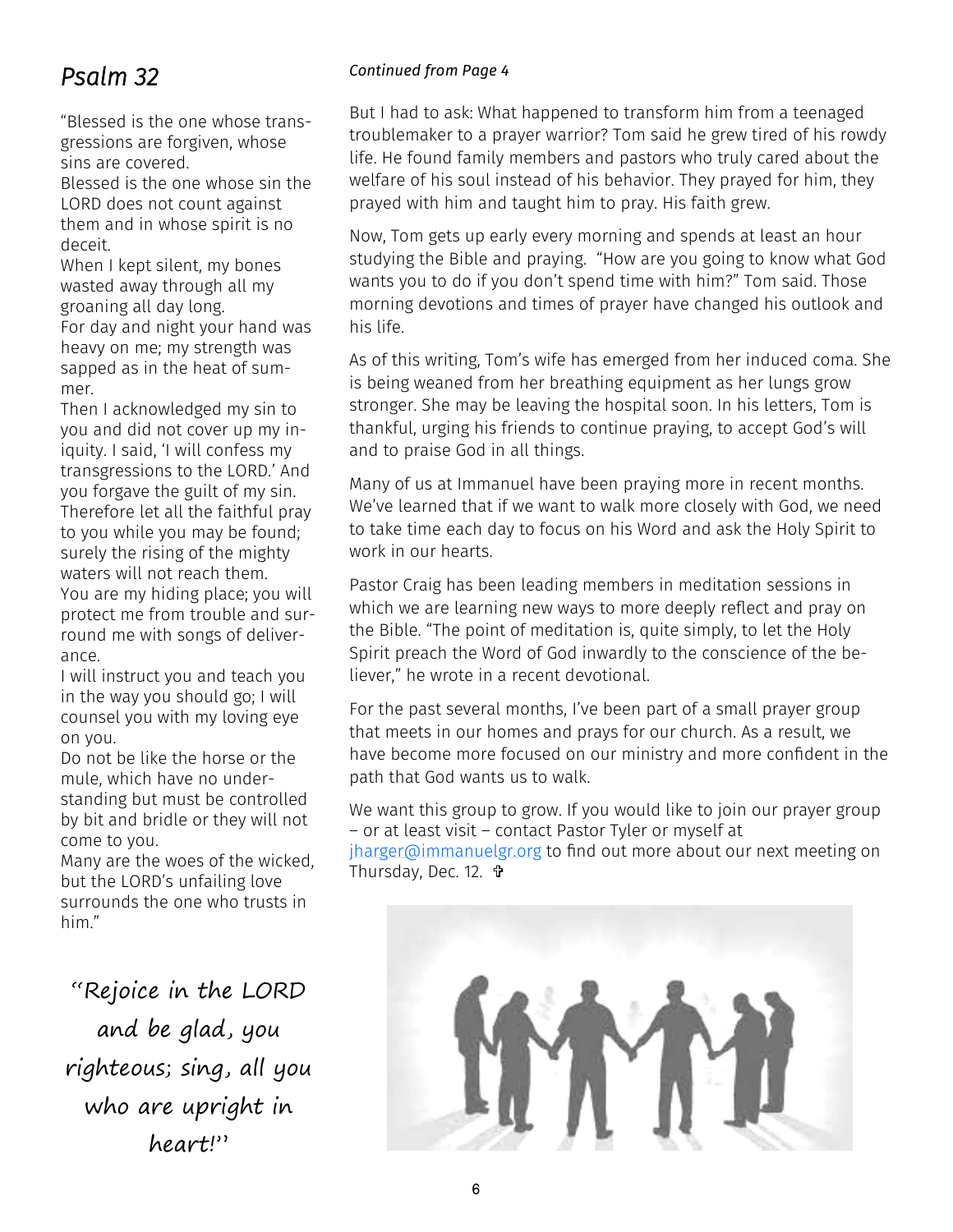## *Psalm 32*

"Blessed is the one whose transgressions are forgiven, whose sins are covered.
Blessed is the one whose sin the LORD does not count against them and in whose spirit is no deceit.
When I kept silent, my bones wasted away through all my groaning all day long.
For day and night your hand was heavy on me; my strength was sapped as in the heat of summer.
Then I acknowledged my sin to you and did not cover up my iniquity. I said, 'I will confess my transgressions to the LORD.' And you forgave the guilt of my sin.
Therefore let all the faithful pray to you while you may be found; surely the rising of the mighty waters will not reach them.
You are my hiding place; you will protect me from trouble and surround me with songs of deliverance.
I will instruct you and teach you in the way you should go; I will counsel you with my loving eye on you.
Do not be like the horse or the mule, which have no understanding but must be controlled by bit and bridle or they will not come to you.
Many are the woes of the wicked, but the LORD's unfailing love surrounds the one who trusts in him."

*"Rejoice in the LORD and be glad, you righteous; sing, all you who are upright in heart!"*

*Continued from Page 4*

But I had to ask: What happened to transform him from a teenaged troublemaker to a prayer warrior? Tom said he grew tired of his rowdy life. He found family members and pastors who truly cared about the welfare of his soul instead of his behavior. They prayed for him, they prayed with him and taught him to pray. His faith grew.

Now, Tom gets up early every morning and spends at least an hour studying the Bible and praying. "How are you going to know what God wants you to do if you don't spend time with him?" Tom said. Those morning devotions and times of prayer have changed his outlook and his life.

As of this writing, Tom's wife has emerged from her induced coma. She is being weaned from her breathing equipment as her lungs grow stronger. She may be leaving the hospital soon. In his letters, Tom is thankful, urging his friends to continue praying, to accept God's will and to praise God in all things.

Many of us at Immanuel have been praying more in recent months. We've learned that if we want to walk more closely with God, we need to take time each day to focus on his Word and ask the Holy Spirit to work in our hearts.

Pastor Craig has been leading members in meditation sessions in which we are learning new ways to more deeply reflect and pray on the Bible. "The point of meditation is, quite simply, to let the Holy Spirit preach the Word of God inwardly to the conscience of the believer," he wrote in a recent devotional.

For the past several months, I've been part of a small prayer group that meets in our homes and prays for our church. As a result, we have become more focused on our ministry and more confident in the path that God wants us to walk.

We want this group to grow. If you would like to join our prayer group – or at least visit – contact Pastor Tyler or myself at jharger@immanuelgr.org to find out more about our next meeting on Thursday, Dec. 12. ✞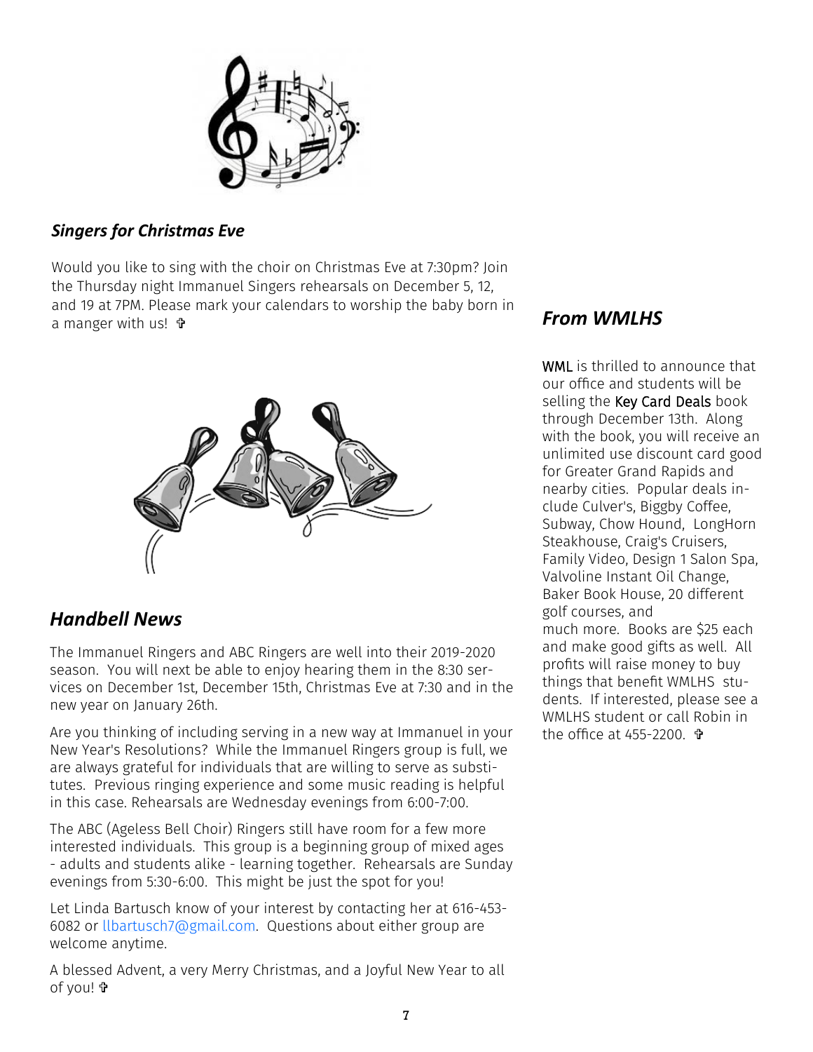## *Singers for Christmas Eve*

Would you like to sing with the choir on Christmas Eve at 7:30pm? Join the Thursday night Immanuel Singers rehearsals on December 5, 12, and 19 at 7PM. Please mark your calendars to worship the baby born in a manger with us! ✞

## *Handbell News*

The Immanuel Ringers and ABC Ringers are well into their 2019-2020 season. You will next be able to enjoy hearing them in the 8:30 services on December 1st, December 15th, Christmas Eve at 7:30 and in the new year on January 26th.

Are you thinking of including serving in a new way at Immanuel in your New Year's Resolutions? While the Immanuel Ringers group is full, we are always grateful for individuals that are willing to serve as substitutes. Previous ringing experience and some music reading is helpful in this case. Rehearsals are Wednesday evenings from 6:00-7:00.

The ABC (Ageless Bell Choir) Ringers still have room for a few more interested individuals. This group is a beginning group of mixed ages - adults and students alike - learning together. Rehearsals are Sunday evenings from 5:30-6:00. This might be just the spot for you!

Let Linda Bartusch know of your interest by contacting her at 616-453-6082 or llbartusch7@gmail.com. Questions about either group are welcome anytime.

A blessed Advent, a very Merry Christmas, and a Joyful New Year to all of you! ✞

## *From WMLHS*

WML is thrilled to announce that our office and students will be selling the Key Card Deals book through December 13th. Along with the book, you will receive an unlimited use discount card good for Greater Grand Rapids and nearby cities. Popular deals include Culver's, Biggby Coffee, Subway, Chow Hound, LongHorn Steakhouse, Craig's Cruisers, Family Video, Design 1 Salon Spa, Valvoline Instant Oil Change, Baker Book House, 20 different golf courses, and much more. Books are $25 each and make good gifts as well. All profits will raise money to buy things that benefit WMLHS students. If interested, please see a WMLHS student or call Robin in the office at 455-2200. ✞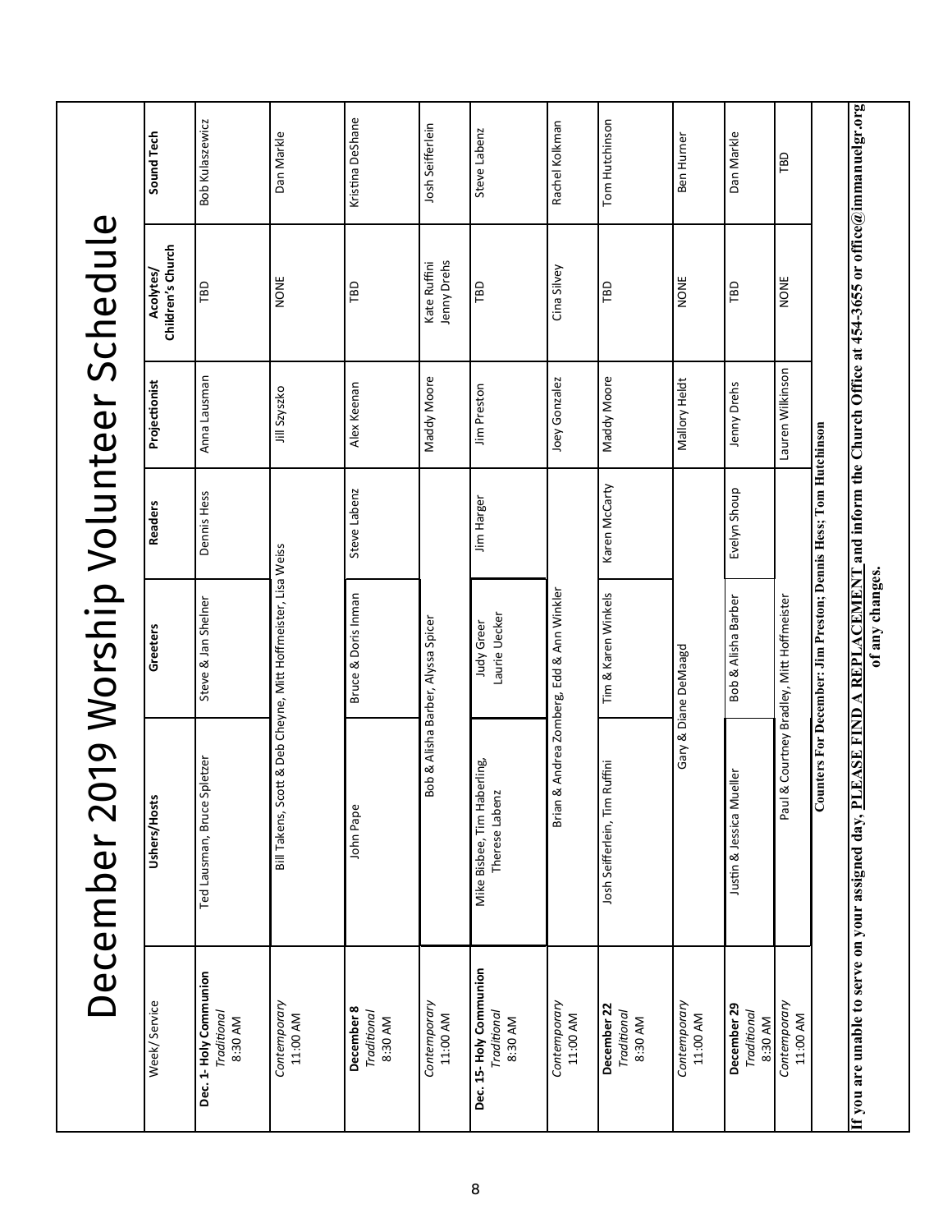# December 2019 Worship Volunteer Schedule

| Week/Service | Ushers/Hosts | Greeters | Readers | Projectionist | Acolytes/ Children's Church | Sound Tech |
|---|---|---|---|---|---|---|
| **Dec. 1- Holy Communion** *Traditional* 8:30 AM | Ted Lausman, Bruce Spletzer | Steve & Jan Shelner | Dennis Hess | Anna Lausman | TBD | Bob Kulaszewicz |
| *Contemporary* 11:00 AM | Bill Takens, Scott & Deb Cheyne, Mitt Hoffmeister, Lisa Weiss | | | Jill Szyszko | NONE | Dan Markle |
| **December 8** *Traditional* 8:30 AM | John Pape | Bruce & Doris Inman | Steve Labenz | Alex Keenan | TBD | Kristina DeShane |
| *Contemporary* 11:00 AM | Bob & Alisha Barber, Alyssa Spicer | | | Maddy Moore | Kate Ruffini, Jenny Drehs | Josh Seifferlein |
| **Dec. 15- Holy Communion** *Traditional* 8:30 AM | Mike Bisbee, Tim Haberling, Therese Labenz | Judy Greer, Laurie Uecker | Jim Harger | Jim Preston | TBD | Steve Labenz |
| *Contemporary* 11:00 AM | Brian & Andrea Zomberg, Edd & Ann Winkler | | | Joey Gonzalez | Cina Silvey | Rachel Kolkman |
| **December 22** *Traditional* 8:30 AM | Josh Seifferlein, Tim Ruffini | Tim & Karen Winkels | Karen McCarty | Maddy Moore | TBD | Tom Hutchinson |
| *Contemporary* 11:00 AM | Gary & Diane DeMaagd | | | Mallory Heldt | NONE | Ben Hurner |
| **December 29** *Traditional* 8:30 AM | Justin & Jessica Mueller | Bob & Alisha Barber | Evelyn Shoup | Jenny Drehs | TBD | Dan Markle |
| *Contemporary* 11:00 AM | Paul & Courtney Bradley, Mitt Hoffmeister | | | Lauren Wilkinson | NONE | TBD |

**Counters For December: Jim Preston; Dennis Hess; Tom Hutchinson**

**If you are unable to serve on your assigned day, PLEASE FIND A REPLACEMENT and inform the Church Office at 454-3655 or office@immanuelgr.org of any changes.**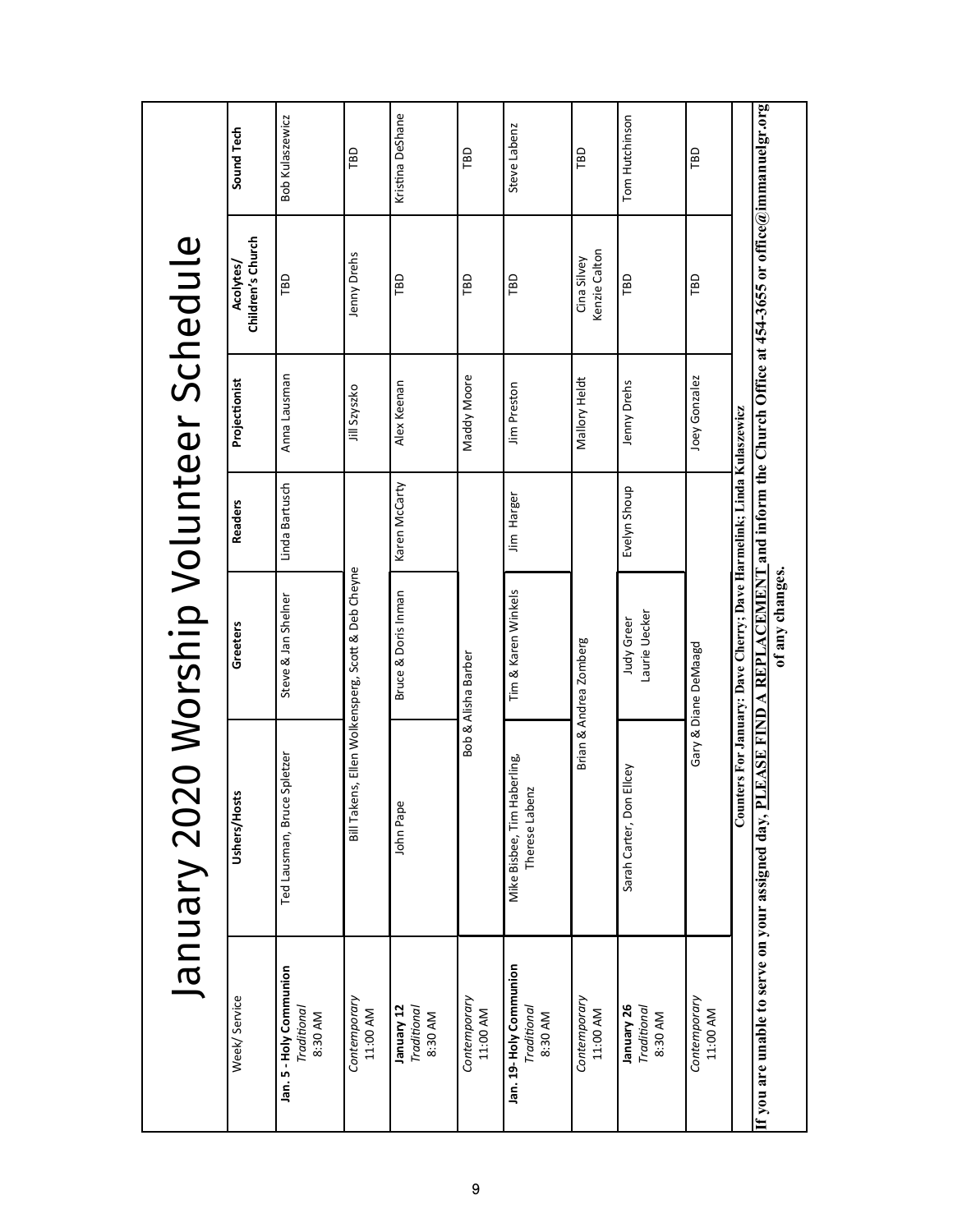# January 2020 Worship Volunteer Schedule

| Week/ Service | Ushers/Hosts | Greeters | Readers | Projectionist | Acolytes/ Children's Church | Sound Tech |
|---|---|---|---|---|---|---|
| **Jan. 5 - Holy Communion** *Traditional* 8:30 AM | Ted Lausman, Bruce Spletzer | Steve & Jan Shelner | Linda Bartusch | Anna Lausman | TBD | Bob Kulaszewicz |
| *Contemporary* 11:00 AM | Bill Takens, Ellen Wolkensperg, Scott & Deb Cheyne | | | Jill Szyszko | Jenny Drehs | TBD |
| **January 12** *Traditional* 8:30 AM | John Pape | Bruce & Doris Inman | Karen McCarty | Alex Keenan | TBD | Kristina DeShane |
| *Contemporary* 11:00 AM | Bob & Alisha Barber | | | Maddy Moore | TBD | TBD |
| **Jan. 19- Holy Communion** *Traditional* 8:30 AM | Mike Bisbee, Tim Haberling, Therese Labenz | Tim & Karen Winkels | Jim Harger | Jim Preston | TBD | Steve Labenz |
| *Contemporary* 11:00 AM | Brian & Andrea Zomberg | | | Mallory Heldt | Cina Silvey Kenzie Calton | TBD |
| **January 26** *Traditional* 8:30 AM | Sarah Carter, Don Ellcey | Judy Greer Laurie Uecker | Evelyn Shoup | Jenny Drehs | TBD | Tom Hutchinson |
| *Contemporary* 11:00 AM | Gary & Diane DeMaagd | | | Joey Gonzalez | TBD | TBD |

**Counters For January: Dave Cherry; Dave Harmelink; Linda Kulaszewicz**

**If you are unable to serve on your assigned day, PLEASE FIND A REPLACEMENT and inform the Church Office at 454-3655 or office@immanuelgr.org of any changes.**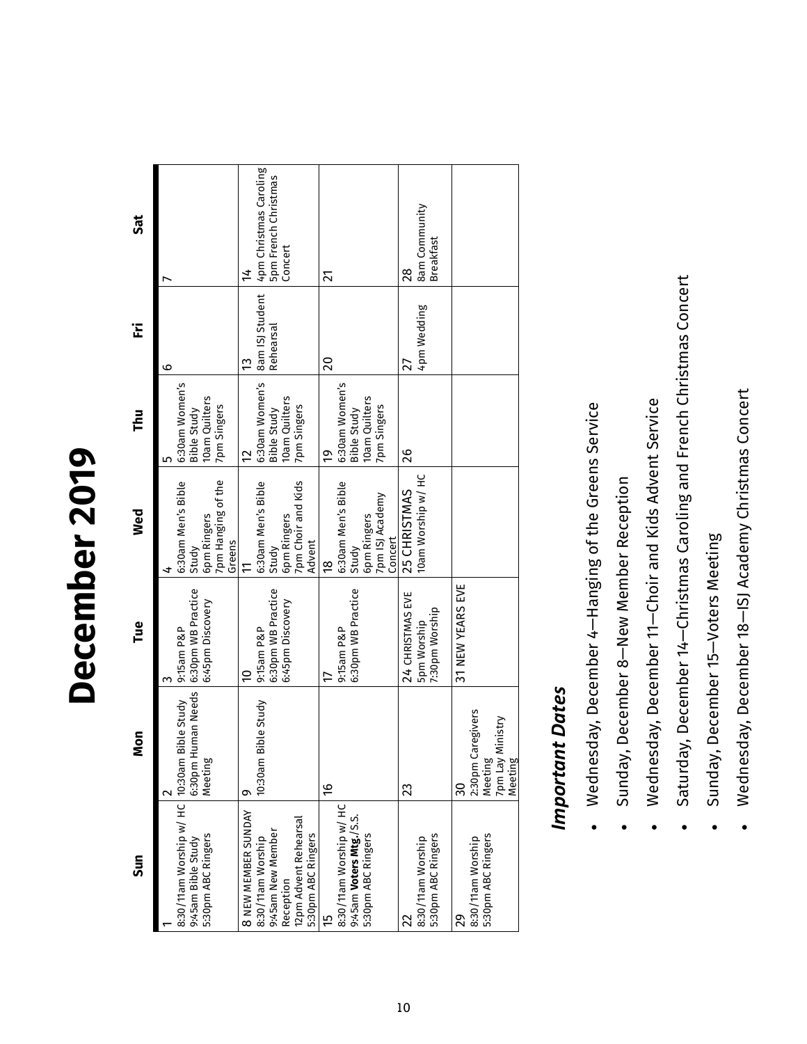# December 2019

| Sun | Mon | Tue | Wed | Thu | Fri | Sat |
|---|---|---|---|---|---|---|
| 1<br>8:30/11am Worship w/ HC<br>9:45am Bible Study<br>5:30pm ABC Ringers | 2<br>10:30am Bible Study<br>6:30pm Human Needs Meeting | 3<br>9:15am P&P<br>6:30pm WB Practice<br>6:45pm Discovery | 4<br>6:30am Men's Bible Study<br>6pm Ringers<br>7pm Hanging of the Greens | 5<br>6:30am Women's Bible Study<br>10am Quilters<br>7pm Singers | 6 | 7 |
| 8 NEW MEMBER SUNDAY<br>8:30/11am Worship<br>9:45am New Member Reception<br>12pm Advent Rehearsal<br>5:30pm ABC Ringers | 9<br>10:30am Bible Study | 10<br>9:15am P&P<br>6:30pm WB Practice<br>6:45pm Discovery | 11<br>6:30am Men's Bible Study<br>6pm Ringers<br>7pm Choir and Kids Advent | 12<br>6:30am Women's Bible Study<br>10am Quilters<br>7pm Singers | 13<br>8am ISJ Student Rehearsal | 14<br>4pm Christmas Caroling<br>5pm French Christmas Concert |
| 15<br>8:30/11am Worship w/ HC<br>9:45am **Voters Mtg.**/S.S.<br>5:30pm ABC Ringers | 16 | 17<br>9:15am P&P<br>6:30pm WB Practice | 18<br>6:30am Men's Bible Study<br>6pm Ringers<br>7pm ISJ Academy Concert | 19<br>6:30am Women's Bible Study<br>10am Quilters<br>7pm Singers | 20 | 21 |
| 22<br>8:30/11am Worship<br>5:30pm ABC Ringers | 23 | 24 CHRISTMAS EVE<br>5pm Worship<br>7:30pm Worship | 25 CHRISTMAS<br>10am Worship w/ HC | 26 | 27<br>4pm Wedding | 28<br>8am Community Breakfast |
| 29<br>8:30/11am Worship<br>5:30pm ABC Ringers | 30<br>2:30pm Caregivers Meeting<br>7pm Lay Ministry Meeting | 31 NEW YEARS EVE | | | | |

## *Important Dates*

- Wednesday, December 4—Hanging of the Greens Service
- Sunday, December 8—New Member Reception
- Wednesday, December 11—Choir and Kids Advent Service
- Saturday, December 14—Christmas Caroling and French Christmas Concert
- Sunday, December 15—Voters Meeting
- Wednesday, December 18—ISJ Academy Christmas Concert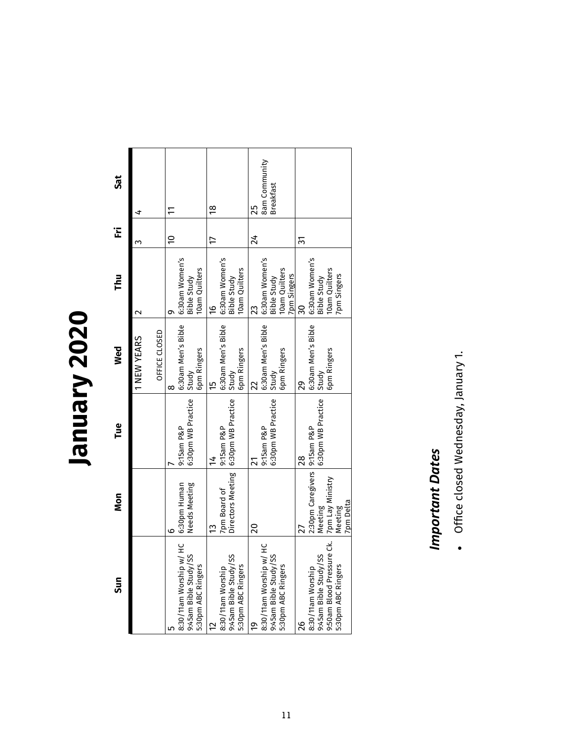# January 2020

| Sun | Mon | Tue | Wed | Thu | Fri | Sat |
|---|---|---|---|---|---|---|
| | | | 1 NEW YEARS<br>OFFICE CLOSED | 2 | 3 | 4 |
| 5<br>8:30/11am Worship w/ HC<br>9:45am Bible Study/SS<br>5:30pm ABC Ringers | 6<br>6:30pm Human Needs Meeting | 7<br>9:15am P&P<br>6:30pm WB Practice | 8<br>6:30am Men's Bible Study<br>6pm Ringers | 9<br>6:30am Women's Bible Study<br>10am Quilters | 10 | 11 |
| 12<br>8:30/11am Worship<br>9:45am Bible Study/SS<br>5:30pm ABC Ringers | 13<br>7pm Board of Directors Meeting | 14<br>9:15am P&P<br>6:30pm WB Practice | 15<br>6:30am Men's Bible Study<br>6pm Ringers | 16<br>6:30am Women's Bible Study<br>10am Quilters | 17 | 18 |
| 19<br>8:30/11am Worship w/ HC<br>9:45am Bible Study/SS<br>5:30pm ABC Ringers | 20 | 21<br>9:15am P&P<br>6:30pm WB Practice | 22<br>6:30am Men's Bible Study<br>6pm Ringers | 23<br>6:30am Women's Bible Study<br>10am Quilters<br>7pm Singers | 24 | 25<br>8am Community Breakfast |
| 26<br>8:30/11am Worship<br>9:45am Bible Study/SS<br>9:50am Blood Pressure Ck.<br>5:30pm ABC Ringers | 27<br>2:30pm Caregivers Meeting<br>7pm Lay Ministry Meeting<br>7pm Delta | 28<br>9:15am P&P<br>6:30pm WB Practice | 29<br>6:30am Men's Bible Study<br>6pm Ringers | 30<br>6:30am Women's Bible Study<br>10am Quilters<br>7pm Singers | 31 | |

## *Important Dates*

- Office closed Wednesday, January 1.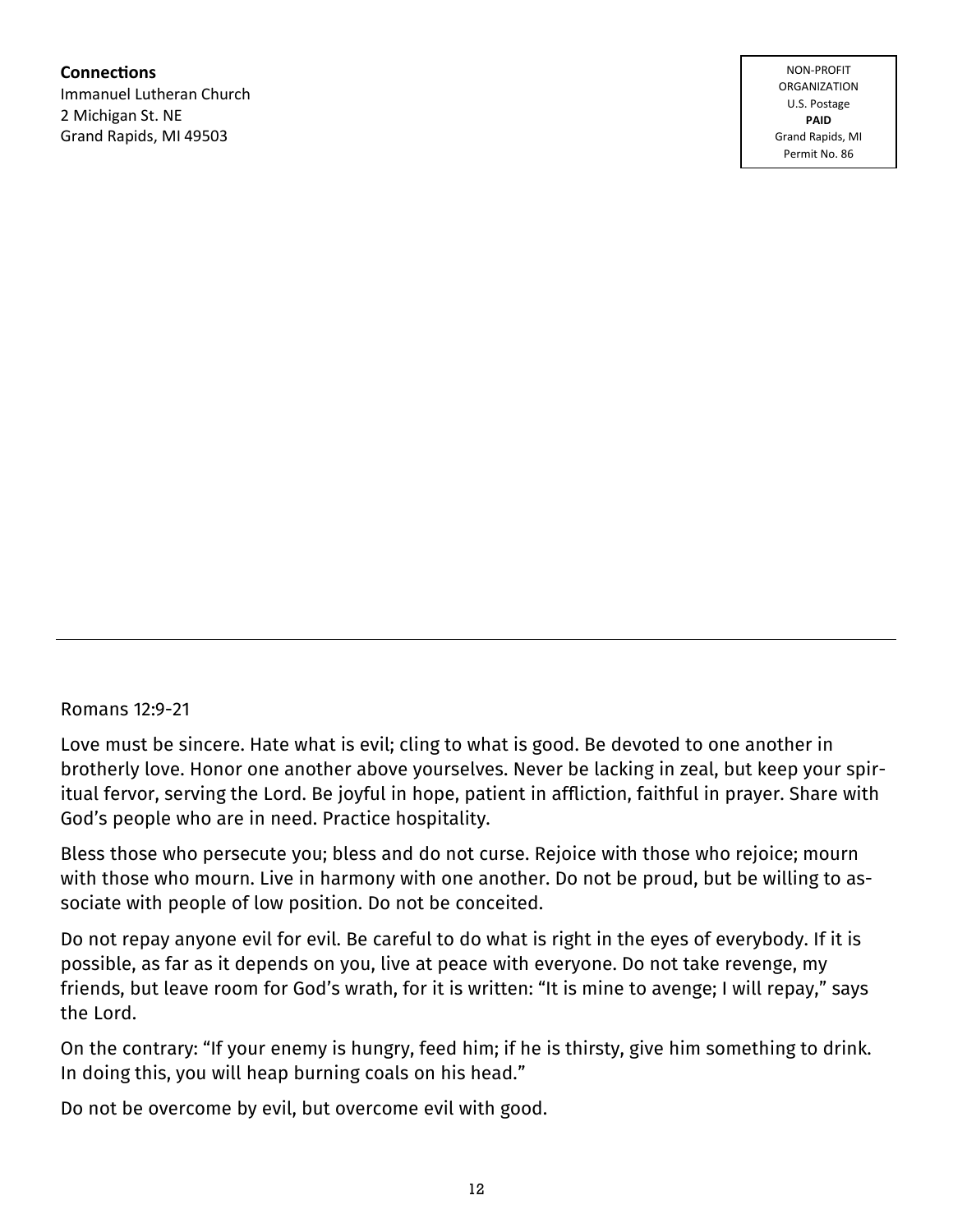**Connections**
Immanuel Lutheran Church
2 Michigan St. NE
Grand Rapids, MI 49503

NON-PROFIT
ORGANIZATION
U.S. Postage
**PAID**
Grand Rapids, MI
Permit No. 86

---

Romans 12:9-21

Love must be sincere. Hate what is evil; cling to what is good. Be devoted to one another in brotherly love. Honor one another above yourselves. Never be lacking in zeal, but keep your spiritual fervor, serving the Lord. Be joyful in hope, patient in affliction, faithful in prayer. Share with God's people who are in need. Practice hospitality.

Bless those who persecute you; bless and do not curse. Rejoice with those who rejoice; mourn with those who mourn. Live in harmony with one another. Do not be proud, but be willing to associate with people of low position. Do not be conceited.

Do not repay anyone evil for evil. Be careful to do what is right in the eyes of everybody. If it is possible, as far as it depends on you, live at peace with everyone. Do not take revenge, my friends, but leave room for God's wrath, for it is written: "It is mine to avenge; I will repay," says the Lord.

On the contrary: "If your enemy is hungry, feed him; if he is thirsty, give him something to drink. In doing this, you will heap burning coals on his head."

Do not be overcome by evil, but overcome evil with good.